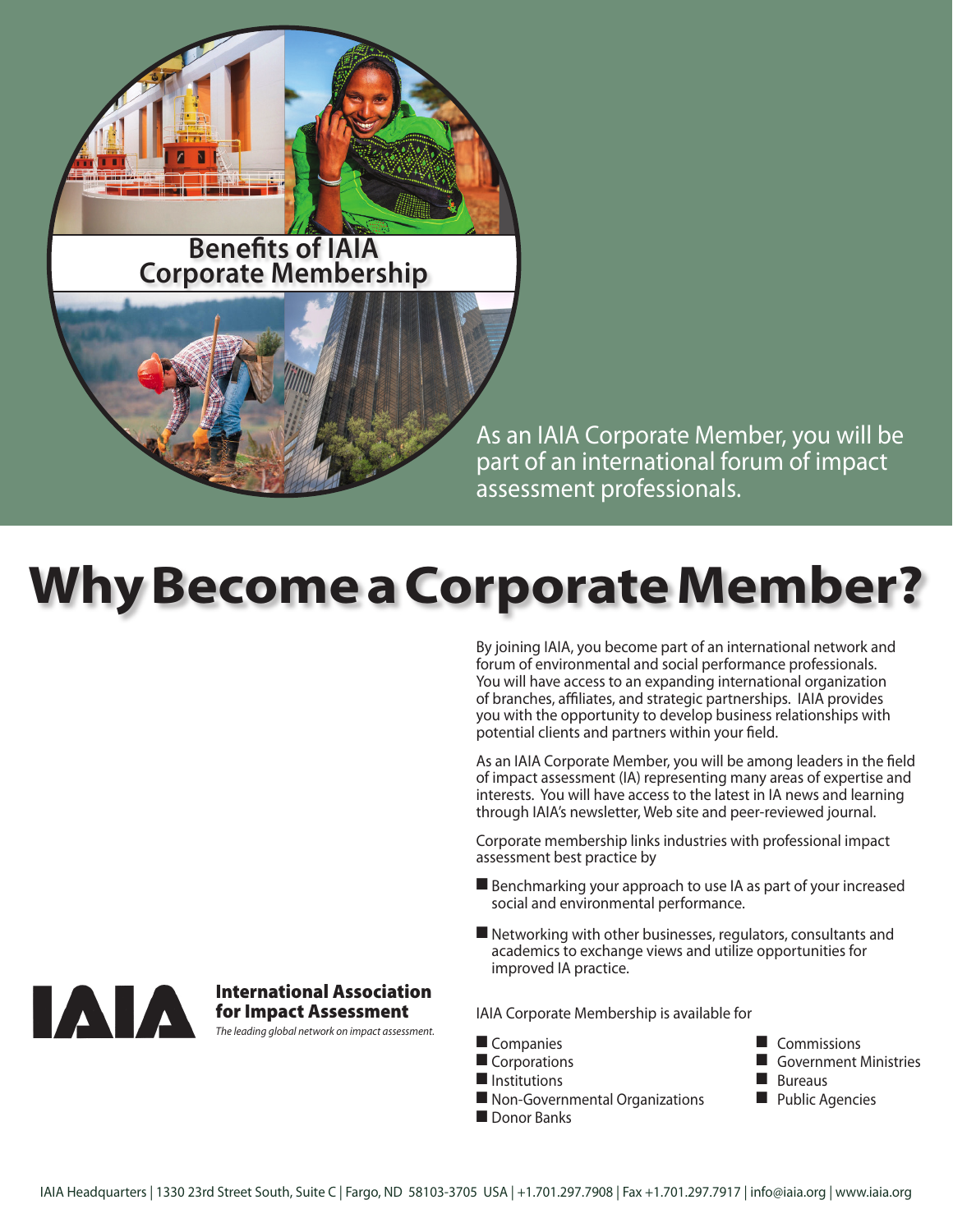# Benefits of IAIA Corporate Membership

As an IAIA Corporate Member, you will be part of an international forum of impact assessment professionals.

# Why Become a Corporate Member?

By joining IAIA, you become part of an international network and forum of environmental and social performance professionals. You will have access to an expanding international organization of branches, affiliates, and strategic partnerships. IAIA provides you with the opportunity to develop business relationships with potential clients and partners within your field.

As an IAIA Corporate Member, you will be among leaders in the field of impact assessment (IA) representing many areas of expertise and interests. You will have access to the latest in IA news and learning through IAIA's newsletter, Web site and peer-reviewed journal.

Corporate membership links industries with professional impact assessment best practice by

- Benchmarking your approach to use IA as part of your increased social and environmental performance.
- Networking with other businesses, regulators, consultants and academics to exchange views and utilize opportunities for improved IA practice.

IAIA Corporate Membership is available for

- Companies
- Corporations
- Institutions
- Non-Governmental Organizations
- Donor Banks
- Commissions
- Government Ministries
- Bureaus
- Public Agencies

**IAIA**

**International Association for Impact Assessment**

*The leading global network on impact assessment.*

IAIA Headquarters | 1330 23rd Street South, Suite C | Fargo, ND 58103-3705 USA | +1.701.297.7908 | Fax +1.701.297.7917 | info@iaia.org | www.iaia.org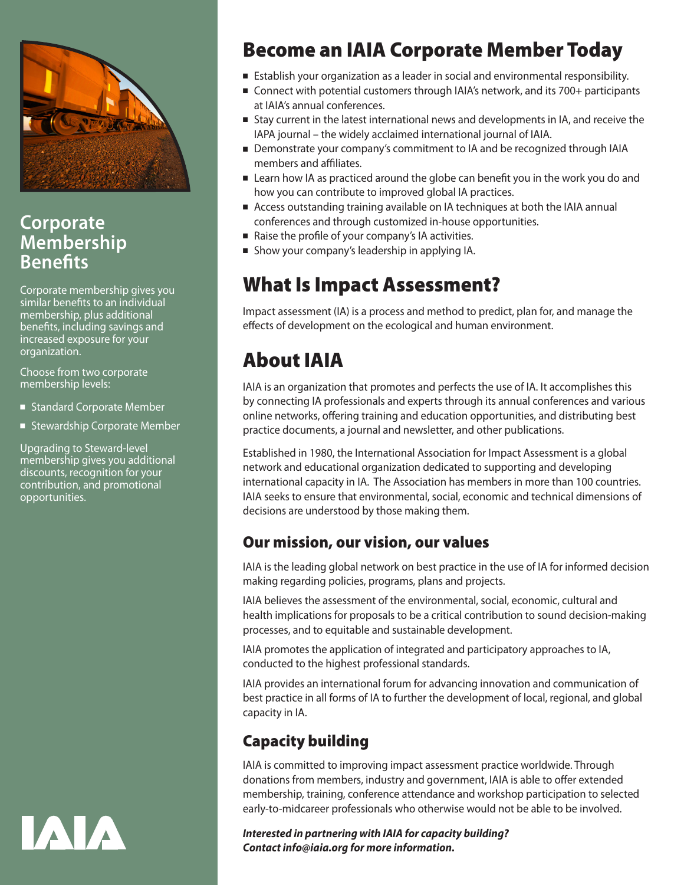## Corporate Membership Benefits

Corporate membership gives you similar benefits to an individual membership, plus additional benefits, including savings and increased exposure for your organization.

Choose from two corporate membership levels:

- Standard Corporate Member
- Stewardship Corporate Member

Upgrading to Steward-level membership gives you additional discounts, recognition for your contribution, and promotional opportunities.

IAIA

# Become an IAIA Corporate Member Today

- Establish your organization as a leader in social and environmental responsibility.
- Connect with potential customers through IAIA's network, and its 700+ participants at IAIA's annual conferences.
- Stay current in the latest international news and developments in IA, and receive the IAPA journal – the widely acclaimed international journal of IAIA.
- Demonstrate your company's commitment to IA and be recognized through IAIA members and affiliates.
- Learn how IA as practiced around the globe can benefit you in the work you do and how you can contribute to improved global IA practices.
- Access outstanding training available on IA techniques at both the IAIA annual conferences and through customized in-house opportunities.
- Raise the profile of your company's IA activities.
- Show your company's leadership in applying IA.

# What Is Impact Assessment?

Impact assessment (IA) is a process and method to predict, plan for, and manage the effects of development on the ecological and human environment.

# About IAIA

IAIA is an organization that promotes and perfects the use of IA. It accomplishes this by connecting IA professionals and experts through its annual conferences and various online networks, offering training and education opportunities, and distributing best practice documents, a journal and newsletter, and other publications.

Established in 1980, the International Association for Impact Assessment is a global network and educational organization dedicated to supporting and developing international capacity in IA. The Association has members in more than 100 countries. IAIA seeks to ensure that environmental, social, economic and technical dimensions of decisions are understood by those making them.

## Our mission, our vision, our values

IAIA is the leading global network on best practice in the use of IA for informed decision making regarding policies, programs, plans and projects.

IAIA believes the assessment of the environmental, social, economic, cultural and health implications for proposals to be a critical contribution to sound decision-making processes, and to equitable and sustainable development.

IAIA promotes the application of integrated and participatory approaches to IA, conducted to the highest professional standards.

IAIA provides an international forum for advancing innovation and communication of best practice in all forms of IA to further the development of local, regional, and global capacity in IA.

## Capacity building

IAIA is committed to improving impact assessment practice worldwide. Through donations from members, industry and government, IAIA is able to offer extended membership, training, conference attendance and workshop participation to selected early-to-midcareer professionals who otherwise would not be able to be involved.

***Interested in partnering with IAIA for capacity building? Contact info@iaia.org for more information.***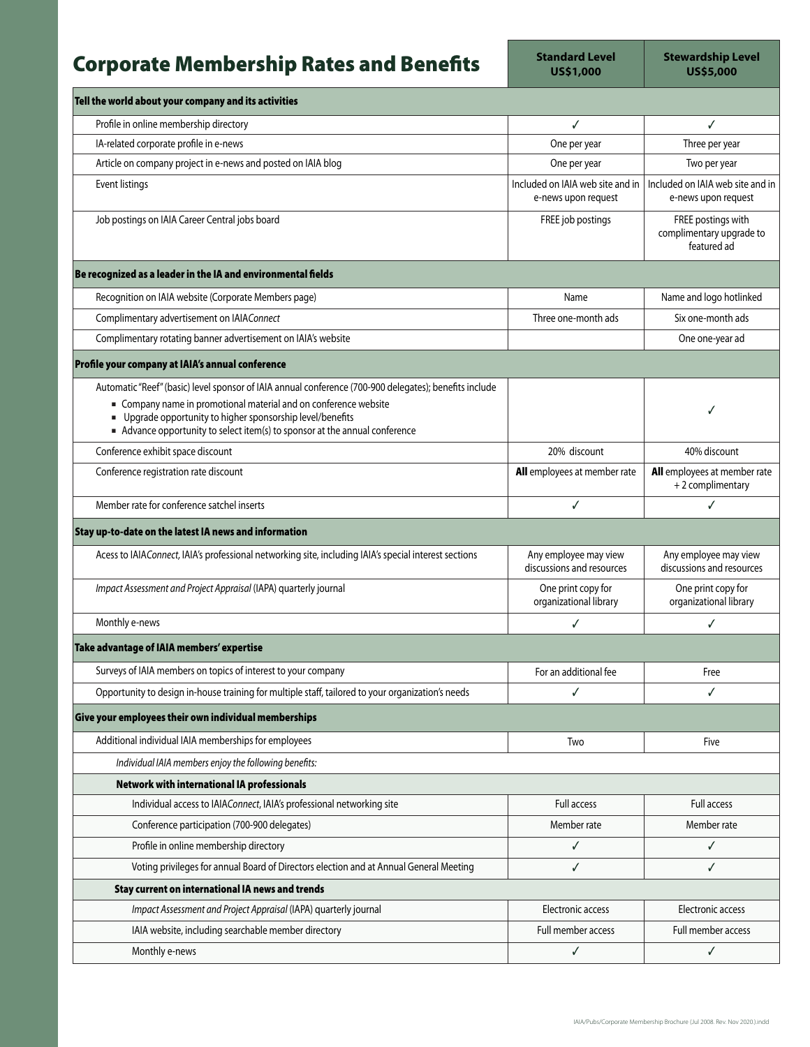# Corporate Membership Rates and Benefits

| | Standard Level US$1,000 | Stewardship Level US$5,000 |
|---|---|---|
| **Tell the world about your company and its activities** | | |
| Profile in online membership directory | ✓ | ✓ |
| IA-related corporate profile in e-news | One per year | Three per year |
| Article on company project in e-news and posted on IAIA blog | One per year | Two per year |
| Event listings | Included on IAIA web site and in e-news upon request | Included on IAIA web site and in e-news upon request |
| Job postings on IAIA Career Central jobs board | FREE job postings | FREE postings with complimentary upgrade to featured ad |
| **Be recognized as a leader in the IA and environmental fields** | | |
| Recognition on IAIA website (Corporate Members page) | Name | Name and logo hotlinked |
| Complimentary advertisement on IAIA*Connect* | Three one-month ads | Six one-month ads |
| Complimentary rotating banner advertisement on IAIA's website | | One one-year ad |
| **Profile your company at IAIA's annual conference** | | |
| Automatic "Reef" (basic) level sponsor of IAIA annual conference (700-900 delegates); benefits include<br>▪ Company name in promotional material and on conference website<br>▪ Upgrade opportunity to higher sponsorship level/benefits<br>▪ Advance opportunity to select item(s) to sponsor at the annual conference | | ✓ |
| Conference exhibit space discount | 20% discount | 40% discount |
| Conference registration rate discount | **All** employees at member rate | **All** employees at member rate + 2 complimentary |
| Member rate for conference satchel inserts | ✓ | ✓ |
| **Stay up-to-date on the latest IA news and information** | | |
| Acess to IAIA*Connect*, IAIA's professional networking site, including IAIA's special interest sections | Any employee may view discussions and resources | Any employee may view discussions and resources |
| *Impact Assessment and Project Appraisal* (IAPA) quarterly journal | One print copy for organizational library | One print copy for organizational library |
| Monthly e-news | ✓ | ✓ |
| **Take advantage of IAIA members' expertise** | | |
| Surveys of IAIA members on topics of interest to your company | For an additional fee | Free |
| Opportunity to design in-house training for multiple staff, tailored to your organization's needs | ✓ | ✓ |
| **Give your employees their own individual memberships** | | |
| Additional individual IAIA memberships for employees | Two | Five |
| *Individual IAIA members enjoy the following benefits:* | | |
| **Network with international IA professionals** | | |
| Individual access to IAIA*Connect*, IAIA's professional networking site | Full access | Full access |
| Conference participation (700-900 delegates) | Member rate | Member rate |
| Profile in online membership directory | ✓ | ✓ |
| Voting privileges for annual Board of Directors election and at Annual General Meeting | ✓ | ✓ |
| **Stay current on international IA news and trends** | | |
| *Impact Assessment and Project Appraisal* (IAPA) quarterly journal | Electronic access | Electronic access |
| IAIA website, including searchable member directory | Full member access | Full member access |
| Monthly e-news | ✓ | ✓ |

IAIA/Pubs/Corporate Membership Brochure (Jul 2008. Rev. Nov 2020).indd